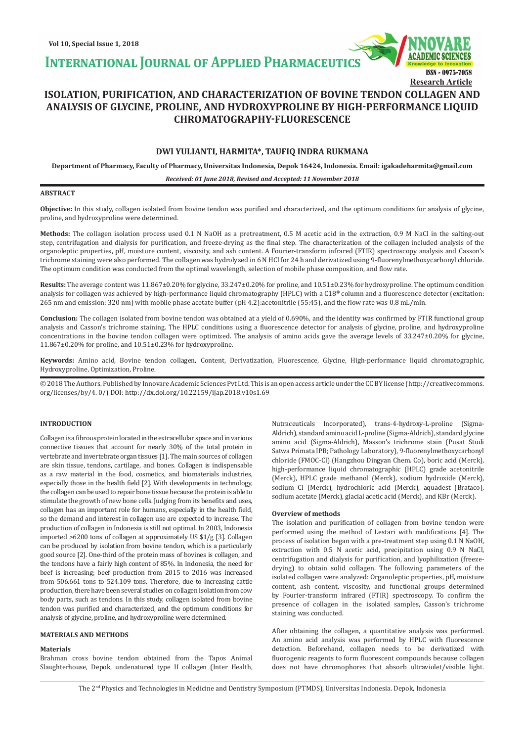# ISOLATION, PURIFICATION, AND CHARACTERIZATION OF BOVINE TENDON COLLAGEN AND ANALYSIS OF GLYCINE, PROLINE, AND HYDROXYPROLINE BY HIGH-PERFORMANCE LIQUID CHROMATOGRAPHY-FLUORESCENCE

Research Article

**DWI YULIANTI, HARMITA\*, TAUFIQ INDRA RUKMANA**

**Department of Pharmacy, Faculty of Pharmacy, Universitas Indonesia, Depok 16424, Indonesia. Email: igakadeharmita@gmail.com**

*Received: 01 June 2018, Revised and Accepted: 11 November 2018*

## ABSTRACT

**Objective:** In this study, collagen isolated from bovine tendon was purified and characterized, and the optimum conditions for analysis of glycine, proline, and hydroxyproline were determined.

**Methods:** The collagen isolation process used 0.1 N NaOH as a pretreatment, 0.5 M acetic acid in the extraction, 0.9 M NaCl in the salting-out step, centrifugation and dialysis for purification, and freeze-drying as the final step. The characterization of the collagen included analysis of the organoleptic properties, pH, moisture content, viscosity, and ash content. A Fourier-transform infrared (FTIR) spectroscopy analysis and Casson's trichrome staining were also performed. The collagen was hydrolyzed in 6 N HCl for 24 h and derivatized using 9-fluorenylmethoxycarbonyl chloride. The optimum condition was conducted from the optimal wavelength, selection of mobile phase composition, and flow rate.

**Results:** The average content was 11.867±0.20% for glycine, 33.247±0.20% for proline, and 10.51±0.23% for hydroxyproline. The optimum condition analysis for collagen was achieved by high-performance liquid chromatography (HPLC) with a C18® column and a fluorescence detector (excitation: 265 nm and emission: 320 nm) with mobile phase acetate buffer (pH 4.2):acetonitrile (55:45), and the flow rate was 0.8 mL/min.

**Conclusion:** The collagen isolated from bovine tendon was obtained at a yield of 0.690%, and the identity was confirmed by FTIR functional group analysis and Casson's trichrome staining. The HPLC conditions using a fluorescence detector for analysis of glycine, proline, and hydroxyproline concentrations in the bovine tendon collagen were optimized. The analysis of amino acids gave the average levels of 33.247±0.20% for glycine, 11.867±0.20% for proline, and 10.51±0.23% for hydroxyproline.

**Keywords:** Amino acid, Bovine tendon collagen, Content, Derivatization, Fluorescence, Glycine, High-performance liquid chromatographic, Hydroxyproline, Optimization, Proline.

© 2018 The Authors. Published by Innovare Academic Sciences Pvt Ltd. This is an open access article under the CC BY license (http://creativecommons.org/licenses/by/4. 0/) DOI: http://dx.doi.org/10.22159/ijap.2018.v10s1.69

## INTRODUCTION

Collagen is a fibrous protein located in the extracellular space and in various connective tissues that account for nearly 30% of the total protein in vertebrate and invertebrate organ tissues [1]. The main sources of collagen are skin tissue, tendons, cartilage, and bones. Collagen is indispensable as a raw material in the food, cosmetics, and biomaterials industries, especially those in the health field [2]. With developments in technology, the collagen can be used to repair bone tissue because the protein is able to stimulate the growth of new bone cells. Judging from its benefits and uses, collagen has an important role for humans, especially in the health field, so the demand and interest in collagen use are expected to increase. The production of collagen in Indonesia is still not optimal. In 2003, Indonesia imported >6200 tons of collagen at approximately US $1/g [3]. Collagen can be produced by isolation from bovine tendon, which is a particularly good source [2]. One-third of the protein mass of bovines is collagen, and the tendons have a fairly high content of 85%. In Indonesia, the need for beef is increasing; beef production from 2015 to 2016 was increased from 506.661 tons to 524.109 tons. Therefore, due to increasing cattle production, there have been several studies on collagen isolation from cow body parts, such as tendons. In this study, collagen isolated from bovine tendon was purified and characterized, and the optimum conditions for analysis of glycine, proline, and hydroxyproline were determined.

## MATERIALS AND METHODS

### Materials

Brahman cross bovine tendon obtained from the Tapos Animal Slaughterhouse, Depok, undenatured type II collagen (Inter Health, Nutraceuticals Incorporated), trans-4-hydroxy-L-proline (Sigma-Aldrich), standard amino acid L-proline (Sigma-Aldrich), standard glycine amino acid (Sigma-Aldrich), Masson's trichrome stain (Pusat Studi Satwa Primata IPB; Pathology Laboratory), 9-fluorenylmethoxycarbonyl chloride (FMOC-Cl) (Hangzhou Dingyan Chem. Co), boric acid (Merck), high-performance liquid chromatographic (HPLC) grade acetonitrile (Merck), HPLC grade methanol (Merck), sodium hydroxide (Merck), sodium Cl (Merck), hydrochloric acid (Merck), aquadest (Brataco), sodium acetate (Merck), glacial acetic acid (Merck), and KBr (Merck).

### Overview of methods

The isolation and purification of collagen from bovine tendon were performed using the method of Lestari with modifications [4]. The process of isolation began with a pre-treatment step using 0.1 N NaOH, extraction with 0.5 N acetic acid, precipitation using 0.9 N NaCl, centrifugation and dialysis for purification, and lyophilization (freeze-drying) to obtain solid collagen. The following parameters of the isolated collagen were analyzed: Organoleptic properties, pH, moisture content, ash content, viscosity, and functional groups determined by Fourier-transform infrared (FTIR) spectroscopy. To confirm the presence of collagen in the isolated samples, Casson's trichrome staining was conducted.

After obtaining the collagen, a quantitative analysis was performed. An amino acid analysis was performed by HPLC with fluorescence detection. Beforehand, collagen needs to be derivatized with fluorogenic reagents to form fluorescent compounds because collagen does not have chromophores that absorb ultraviolet/visible light.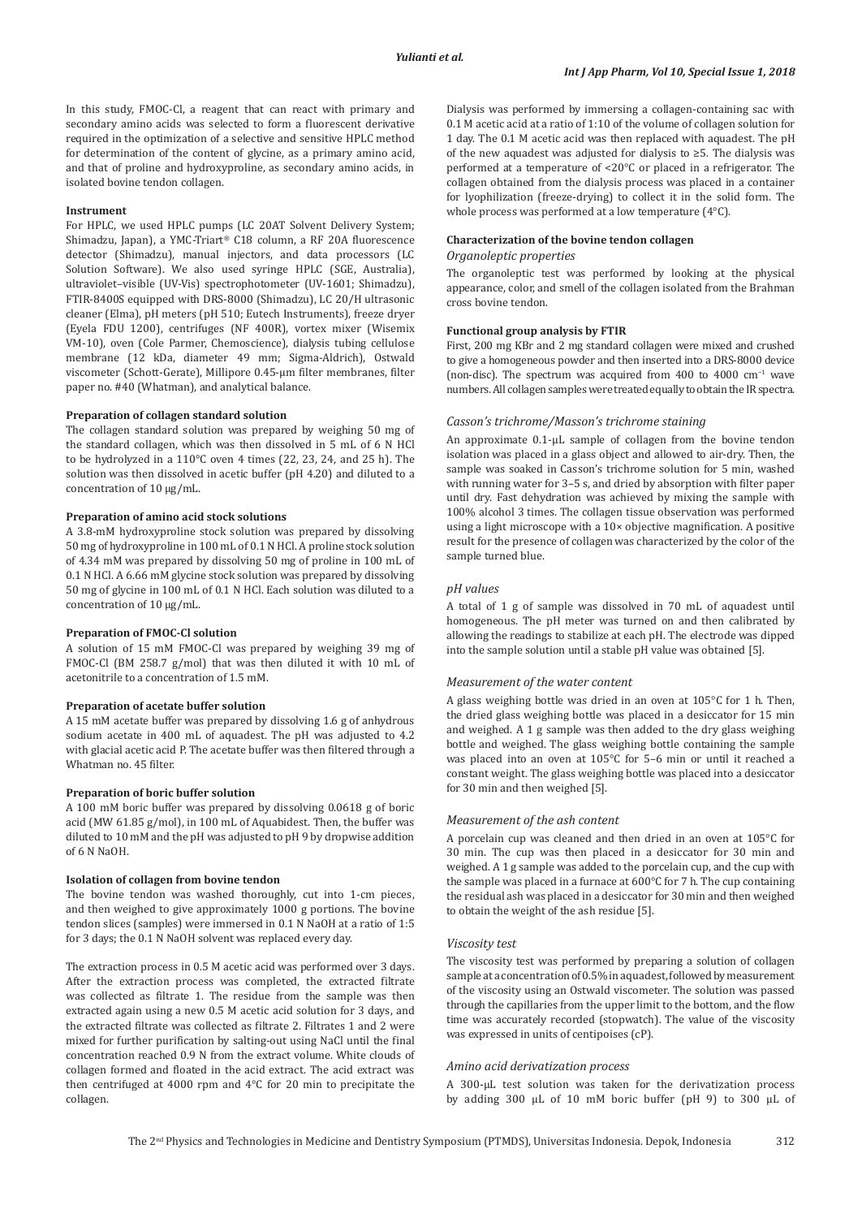In this study, FMOC-Cl, a reagent that can react with primary and secondary amino acids was selected to form a fluorescent derivative required in the optimization of a selective and sensitive HPLC method for determination of the content of glycine, as a primary amino acid, and that of proline and hydroxyproline, as secondary amino acids, in isolated bovine tendon collagen.

**Instrument**

For HPLC, we used HPLC pumps (LC 20AT Solvent Delivery System; Shimadzu, Japan), a YMC-Triart® C18 column, a RF 20A fluorescence detector (Shimadzu), manual injectors, and data processors (LC Solution Software). We also used syringe HPLC (SGE, Australia), ultraviolet–visible (UV-Vis) spectrophotometer (UV-1601; Shimadzu), FTIR-8400S equipped with DRS-8000 (Shimadzu), LC 20/H ultrasonic cleaner (Elma), pH meters (pH 510; Eutech Instruments), freeze dryer (Eyela FDU 1200), centrifuges (NF 400R), vortex mixer (Wisemix VM-10), oven (Cole Parmer, Chemoscience), dialysis tubing cellulose membrane (12 kDa, diameter 49 mm; Sigma-Aldrich), Ostwald viscometer (Schott-Gerate), Millipore 0.45-µm filter membranes, filter paper no. #40 (Whatman), and analytical balance.

**Preparation of collagen standard solution**

The collagen standard solution was prepared by weighing 50 mg of the standard collagen, which was then dissolved in 5 mL of 6 N HCl to be hydrolyzed in a 110°C oven 4 times (22, 23, 24, and 25 h). The solution was then dissolved in acetic buffer (pH 4.20) and diluted to a concentration of 10 µg/mL.

**Preparation of amino acid stock solutions**

A 3.8-mM hydroxyproline stock solution was prepared by dissolving 50 mg of hydroxyproline in 100 mL of 0.1 N HCl. A proline stock solution of 4.34 mM was prepared by dissolving 50 mg of proline in 100 mL of 0.1 N HCl. A 6.66 mM glycine stock solution was prepared by dissolving 50 mg of glycine in 100 mL of 0.1 N HCl. Each solution was diluted to a concentration of 10 µg/mL.

**Preparation of FMOC-Cl solution**

A solution of 15 mM FMOC-Cl was prepared by weighing 39 mg of FMOC-Cl (BM 258.7 g/mol) that was then diluted it with 10 mL of acetonitrile to a concentration of 1.5 mM.

**Preparation of acetate buffer solution**

A 15 mM acetate buffer was prepared by dissolving 1.6 g of anhydrous sodium acetate in 400 mL of aquadest. The pH was adjusted to 4.2 with glacial acetic acid P. The acetate buffer was then filtered through a Whatman no. 45 filter.

**Preparation of boric buffer solution**

A 100 mM boric buffer was prepared by dissolving 0.0618 g of boric acid (MW 61.85 g/mol), in 100 mL of Aquabidest. Then, the buffer was diluted to 10 mM and the pH was adjusted to pH 9 by dropwise addition of 6 N NaOH.

**Isolation of collagen from bovine tendon**

The bovine tendon was washed thoroughly, cut into 1-cm pieces, and then weighed to give approximately 1000 g portions. The bovine tendon slices (samples) were immersed in 0.1 N NaOH at a ratio of 1:5 for 3 days; the 0.1 N NaOH solvent was replaced every day.

The extraction process in 0.5 M acetic acid was performed over 3 days. After the extraction process was completed, the extracted filtrate was collected as filtrate 1. The residue from the sample was then extracted again using a new 0.5 M acetic acid solution for 3 days, and the extracted filtrate was collected as filtrate 2. Filtrates 1 and 2 were mixed for further purification by salting-out using NaCl until the final concentration reached 0.9 N from the extract volume. White clouds of collagen formed and floated in the acid extract. The acid extract was then centrifuged at 4000 rpm and 4°C for 20 min to precipitate the collagen.

Dialysis was performed by immersing a collagen-containing sac with 0.1 M acetic acid at a ratio of 1:10 of the volume of collagen solution for 1 day. The 0.1 M acetic acid was then replaced with aquadest. The pH of the new aquadest was adjusted for dialysis to ≥5. The dialysis was performed at a temperature of <20°C or placed in a refrigerator. The collagen obtained from the dialysis process was placed in a container for lyophilization (freeze-drying) to collect it in the solid form. The whole process was performed at a low temperature (4°C).

**Characterization of the bovine tendon collagen**

*Organoleptic properties*

The organoleptic test was performed by looking at the physical appearance, color, and smell of the collagen isolated from the Brahman cross bovine tendon.

**Functional group analysis by FTIR**

First, 200 mg KBr and 2 mg standard collagen were mixed and crushed to give a homogeneous powder and then inserted into a DRS-8000 device (non-disc). The spectrum was acquired from 400 to 4000 $cm^{-1}$ wave numbers. All collagen samples were treated equally to obtain the IR spectra.

*Casson's trichrome/Masson's trichrome staining*

An approximate 0.1-µL sample of collagen from the bovine tendon isolation was placed in a glass object and allowed to air-dry. Then, the sample was soaked in Casson's trichrome solution for 5 min, washed with running water for 3–5 s, and dried by absorption with filter paper until dry. Fast dehydration was achieved by mixing the sample with 100% alcohol 3 times. The collagen tissue observation was performed using a light microscope with a 10× objective magnification. A positive result for the presence of collagen was characterized by the color of the sample turned blue.

*pH values*

A total of 1 g of sample was dissolved in 70 mL of aquadest until homogeneous. The pH meter was turned on and then calibrated by allowing the readings to stabilize at each pH. The electrode was dipped into the sample solution until a stable pH value was obtained [5].

*Measurement of the water content*

A glass weighing bottle was dried in an oven at 105°C for 1 h. Then, the dried glass weighing bottle was placed in a desiccator for 15 min and weighed. A 1 g sample was then added to the dry glass weighing bottle and weighed. The glass weighing bottle containing the sample was placed into an oven at 105°C for 5–6 min or until it reached a constant weight. The glass weighing bottle was placed into a desiccator for 30 min and then weighed [5].

*Measurement of the ash content*

A porcelain cup was cleaned and then dried in an oven at 105°C for 30 min. The cup was then placed in a desiccator for 30 min and weighed. A 1 g sample was added to the porcelain cup, and the cup with the sample was placed in a furnace at 600°C for 7 h. The cup containing the residual ash was placed in a desiccator for 30 min and then weighed to obtain the weight of the ash residue [5].

*Viscosity test*

The viscosity test was performed by preparing a solution of collagen sample at a concentration of 0.5% in aquadest, followed by measurement of the viscosity using an Ostwald viscometer. The solution was passed through the capillaries from the upper limit to the bottom, and the flow time was accurately recorded (stopwatch). The value of the viscosity was expressed in units of centipoises (cP).

*Amino acid derivatization process*

A 300-µL test solution was taken for the derivatization process by adding 300 µL of 10 mM boric buffer (pH 9) to 300 µL of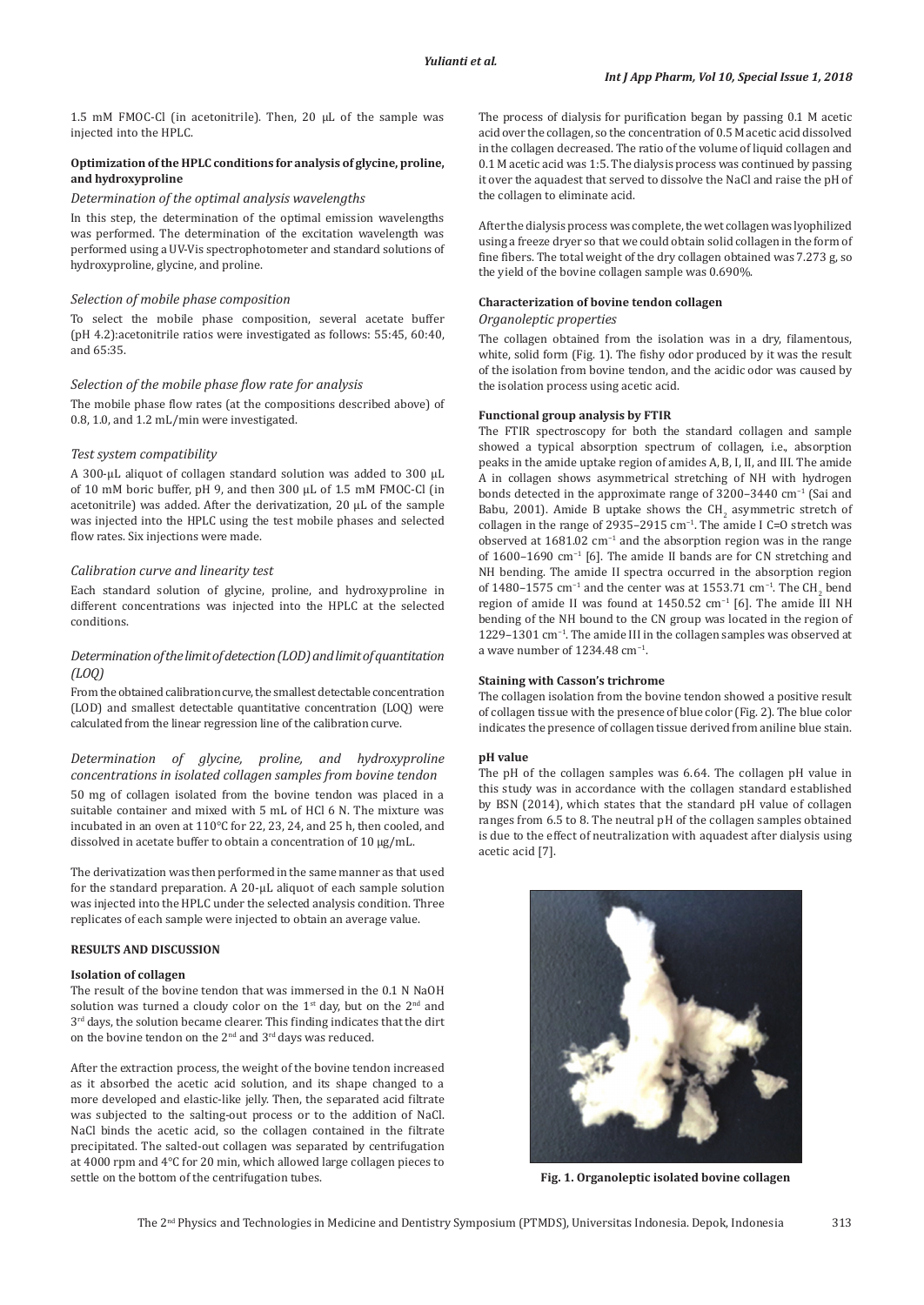1.5 mM FMOC-Cl (in acetonitrile). Then, 20 μL of the sample was injected into the HPLC.

**Optimization of the HPLC conditions for analysis of glycine, proline, and hydroxyproline**

*Determination of the optimal analysis wavelengths*

In this step, the determination of the optimal emission wavelengths was performed. The determination of the excitation wavelength was performed using a UV-Vis spectrophotometer and standard solutions of hydroxyproline, glycine, and proline.

*Selection of mobile phase composition*

To select the mobile phase composition, several acetate buffer (pH 4.2):acetonitrile ratios were investigated as follows: 55:45, 60:40, and 65:35.

*Selection of the mobile phase flow rate for analysis*

The mobile phase flow rates (at the compositions described above) of 0.8, 1.0, and 1.2 mL/min were investigated.

*Test system compatibility*

A 300-μL aliquot of collagen standard solution was added to 300 μL of 10 mM boric buffer, pH 9, and then 300 μL of 1.5 mM FMOC-Cl (in acetonitrile) was added. After the derivatization, 20 μL of the sample was injected into the HPLC using the test mobile phases and selected flow rates. Six injections were made.

*Calibration curve and linearity test*

Each standard solution of glycine, proline, and hydroxyproline in different concentrations was injected into the HPLC at the selected conditions.

*Determination of the limit of detection (LOD) and limit of quantitation (LOQ)*

From the obtained calibration curve, the smallest detectable concentration (LOD) and smallest detectable quantitative concentration (LOQ) were calculated from the linear regression line of the calibration curve.

*Determination of glycine, proline, and hydroxyproline concentrations in isolated collagen samples from bovine tendon*

50 mg of collagen isolated from the bovine tendon was placed in a suitable container and mixed with 5 mL of HCl 6 N. The mixture was incubated in an oven at 110°C for 22, 23, 24, and 25 h, then cooled, and dissolved in acetate buffer to obtain a concentration of 10 μg/mL.

The derivatization was then performed in the same manner as that used for the standard preparation. A 20-μL aliquot of each sample solution was injected into the HPLC under the selected analysis condition. Three replicates of each sample were injected to obtain an average value.

**RESULTS AND DISCUSSION**

**Isolation of collagen**

The result of the bovine tendon that was immersed in the 0.1 N NaOH solution was turned a cloudy color on the 1st day, but on the 2nd and 3rd days, the solution became clearer. This finding indicates that the dirt on the bovine tendon on the 2nd and 3rd days was reduced.

After the extraction process, the weight of the bovine tendon increased as it absorbed the acetic acid solution, and its shape changed to a more developed and elastic-like jelly. Then, the separated acid filtrate was subjected to the salting-out process or to the addition of NaCl. NaCl binds the acetic acid, so the collagen contained in the filtrate precipitated. The salted-out collagen was separated by centrifugation at 4000 rpm and 4°C for 20 min, which allowed large collagen pieces to settle on the bottom of the centrifugation tubes.

The process of dialysis for purification began by passing 0.1 M acetic acid over the collagen, so the concentration of 0.5 M acetic acid dissolved in the collagen decreased. The ratio of the volume of liquid collagen and 0.1 M acetic acid was 1:5. The dialysis process was continued by passing it over the aquadest that served to dissolve the NaCl and raise the pH of the collagen to eliminate acid.

After the dialysis process was complete, the wet collagen was lyophilized using a freeze dryer so that we could obtain solid collagen in the form of fine fibers. The total weight of the dry collagen obtained was 7.273 g, so the yield of the bovine collagen sample was 0.690%.

**Characterization of bovine tendon collagen**

*Organoleptic properties*

The collagen obtained from the isolation was in a dry, filamentous, white, solid form (Fig. 1). The fishy odor produced by it was the result of the isolation from bovine tendon, and the acidic odor was caused by the isolation process using acetic acid.

**Functional group analysis by FTIR**

The FTIR spectroscopy for both the standard collagen and sample showed a typical absorption spectrum of collagen, i.e., absorption peaks in the amide uptake region of amides A, B, I, II, and III. The amide A in collagen shows asymmetrical stretching of NH with hydrogen bonds detected in the approximate range of 3200–3440 $cm^{-1}$ (Sai and Babu, 2001). Amide B uptake shows the $CH_2$ asymmetric stretch of collagen in the range of 2935–2915 $cm^{-1}$. The amide I C=O stretch was observed at 1681.02 $cm^{-1}$ and the absorption region was in the range of 1600–1690 $cm^{-1}$ [6]. The amide II bands are for CN stretching and NH bending. The amide II spectra occurred in the absorption region of 1480–1575 $cm^{-1}$ and the center was at 1553.71 $cm^{-1}$. The $CH_2$ bend region of amide II was found at 1450.52 $cm^{-1}$ [6]. The amide III NH bending of the NH bound to the CN group was located in the region of 1229–1301 $cm^{-1}$. The amide III in the collagen samples was observed at a wave number of 1234.48 $cm^{-1}$.

**Staining with Casson's trichrome**

The collagen isolation from the bovine tendon showed a positive result of collagen tissue with the presence of blue color (Fig. 2). The blue color indicates the presence of collagen tissue derived from aniline blue stain.

**pH value**

The pH of the collagen samples was 6.64. The collagen pH value in this study was in accordance with the collagen standard established by BSN (2014), which states that the standard pH value of collagen ranges from 6.5 to 8. The neutral pH of the collagen samples obtained is due to the effect of neutralization with aquadest after dialysis using acetic acid [7].

**Fig. 1. Organoleptic isolated bovine collagen**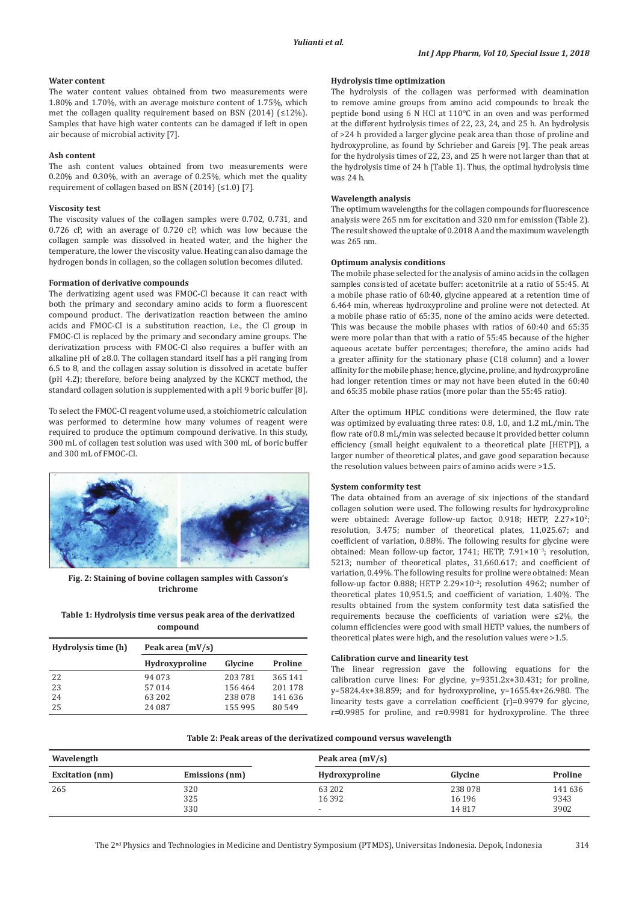### Water content

The water content values obtained from two measurements were 1.80% and 1.70%, with an average moisture content of 1.75%, which met the collagen quality requirement based on BSN (2014) (≤12%). Samples that have high water contents can be damaged if left in open air because of microbial activity [7].

### Ash content

The ash content values obtained from two measurements were 0.20% and 0.30%, with an average of 0.25%, which met the quality requirement of collagen based on BSN (2014) (≤1.0) [7].

### Viscosity test

The viscosity values of the collagen samples were 0.702, 0.731, and 0.726 cP, with an average of 0.720 cP, which was low because the collagen sample was dissolved in heated water, and the higher the temperature, the lower the viscosity value. Heating can also damage the hydrogen bonds in collagen, so the collagen solution becomes diluted.

### Formation of derivative compounds

The derivatizing agent used was FMOC-Cl because it can react with both the primary and secondary amino acids to form a fluorescent compound product. The derivatization reaction between the amino acids and FMOC-Cl is a substitution reaction, i.e., the Cl group in FMOC-Cl is replaced by the primary and secondary amine groups. The derivatization process with FMOC-Cl also requires a buffer with an alkaline pH of ≥8.0. The collagen standard itself has a pH ranging from 6.5 to 8, and the collagen assay solution is dissolved in acetate buffer (pH 4.2); therefore, before being analyzed by the KCKCT method, the standard collagen solution is supplemented with a pH 9 boric buffer [8].

To select the FMOC-Cl reagent volume used, a stoichiometric calculation was performed to determine how many volumes of reagent were required to produce the optimum compound derivative. In this study, 300 mL of collagen test solution was used with 300 mL of boric buffer and 300 mL of FMOC-Cl.

**Fig. 2: Staining of bovine collagen samples with Casson's trichrome**

**Table 1: Hydrolysis time versus peak area of the derivatized compound**

| Hydrolysis time (h) | Peak area (mV/s) | | |
|---|---|---|---|
| | Hydroxyproline | Glycine | Proline |
| 22 | 94 073 | 203 781 | 365 141 |
| 23 | 57 014 | 156 464 | 201 178 |
| 24 | 63 202 | 238 078 | 141 636 |
| 25 | 24 087 | 155 995 | 80 549 |

### Hydrolysis time optimization

The hydrolysis of the collagen was performed with deamination to remove amine groups from amino acid compounds to break the peptide bond using 6 N HCl at 110°C in an oven and was performed at the different hydrolysis times of 22, 23, 24, and 25 h. An hydrolysis of >24 h provided a larger glycine peak area than those of proline and hydroxyproline, as found by Schrieber and Gareis [9]. The peak areas for the hydrolysis times of 22, 23, and 25 h were not larger than that at the hydrolysis time of 24 h (Table 1). Thus, the optimal hydrolysis time was 24 h.

### Wavelength analysis

The optimum wavelengths for the collagen compounds for fluorescence analysis were 265 nm for excitation and 320 nm for emission (Table 2). The result showed the uptake of 0.2018 A and the maximum wavelength was 265 nm.

### Optimum analysis conditions

The mobile phase selected for the analysis of amino acids in the collagen samples consisted of acetate buffer: acetonitrile at a ratio of 55:45. At a mobile phase ratio of 60:40, glycine appeared at a retention time of 6.464 min, whereas hydroxyproline and proline were not detected. At a mobile phase ratio of 65:35, none of the amino acids were detected. This was because the mobile phases with ratios of 60:40 and 65:35 were more polar than that with a ratio of 55:45 because of the higher aqueous acetate buffer percentages; therefore, the amino acids had a greater affinity for the stationary phase (C18 column) and a lower affinity for the mobile phase; hence, glycine, proline, and hydroxyproline had longer retention times or may not have been eluted in the 60:40 and 65:35 mobile phase ratios (more polar than the 55:45 ratio).

After the optimum HPLC conditions were determined, the flow rate was optimized by evaluating three rates: 0.8, 1.0, and 1.2 mL/min. The flow rate of 0.8 mL/min was selected because it provided better column efficiency (small height equivalent to a theoretical plate [HETP]), a larger number of theoretical plates, and gave good separation because the resolution values between pairs of amino acids were >1.5.

### System conformity test

The data obtained from an average of six injections of the standard collagen solution were used. The following results for hydroxyproline were obtained: Average follow-up factor, 0.918; HETP, $2.27\times10^{2}$; resolution, 3.475; number of theoretical plates, 11,025.67; and coefficient of variation, 0.88%. The following results for glycine were obtained: Mean follow-up factor, 1741; HETP, $7.91\times10^{-3}$; resolution, 5213; number of theoretical plates, 31,660.617; and coefficient of variation, 0.49%. The following results for proline were obtained: Mean follow-up factor 0.888; HETP $2.29\times10^{-2}$; resolution 4962; number of theoretical plates 10,951.5; and coefficient of variation, 1.40%. The results obtained from the system conformity test data satisfied the requirements because the coefficients of variation were ≤2%, the column efficiencies were good with small HETP values, the numbers of theoretical plates were high, and the resolution values were >1.5.

### Calibration curve and linearity test

The linear regression gave the following equations for the calibration curve lines: For glycine, $y=9351.2x+30.431$; for proline, $y=5824.4x+38.859$; and for hydroxyproline, $y=1655.4x+26.980$. The linearity tests gave a correlation coefficient $(r)=0.9979$ for glycine, $r=0.9985$ for proline, and $r=0.9981$ for hydroxyproline. The three

**Table 2: Peak areas of the derivatized compound versus wavelength**

| Wavelength | | Peak area (mV/s) | | |
|---|---|---|---|---|
| Excitation (nm) | Emissions (nm) | Hydroxyproline | Glycine | Proline |
| 265 | 320 | 63 202 | 238 078 | 141 636 |
| | 325 | 16 392 | 16 196 | 9343 |
| | 330 | - | 14 817 | 3902 |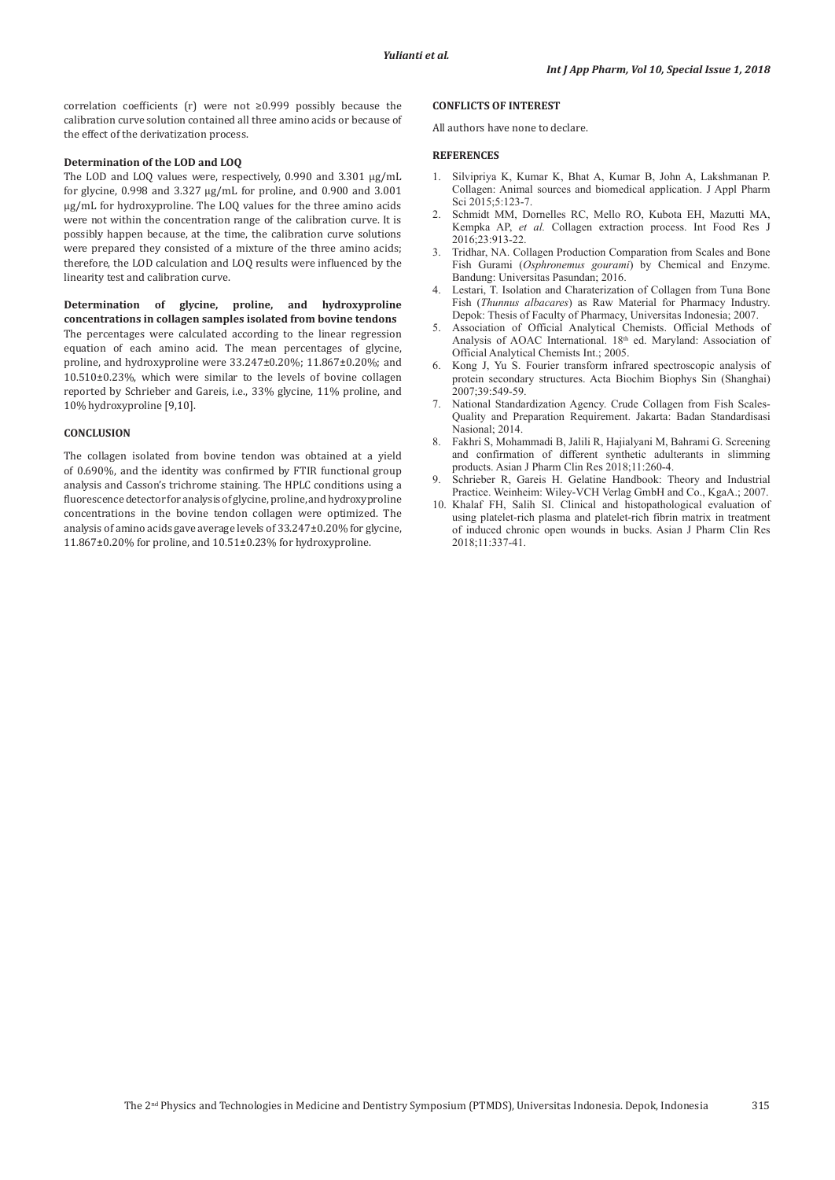correlation coefficients (r) were not ≥0.999 possibly because the calibration curve solution contained all three amino acids or because of the effect of the derivatization process.

**Determination of the LOD and LOQ**

The LOD and LOQ values were, respectively, 0.990 and 3.301 μg/mL for glycine, 0.998 and 3.327 μg/mL for proline, and 0.900 and 3.001 μg/mL for hydroxyproline. The LOQ values for the three amino acids were not within the concentration range of the calibration curve. It is possibly happen because, at the time, the calibration curve solutions were prepared they consisted of a mixture of the three amino acids; therefore, the LOD calculation and LOQ results were influenced by the linearity test and calibration curve.

**Determination of glycine, proline, and hydroxyproline concentrations in collagen samples isolated from bovine tendons**

The percentages were calculated according to the linear regression equation of each amino acid. The mean percentages of glycine, proline, and hydroxyproline were 33.247±0.20%; 11.867±0.20%; and 10.510±0.23%, which were similar to the levels of bovine collagen reported by Schrieber and Gareis, i.e., 33% glycine, 11% proline, and 10% hydroxyproline [9,10].

## CONCLUSION

The collagen isolated from bovine tendon was obtained at a yield of 0.690%, and the identity was confirmed by FTIR functional group analysis and Casson's trichrome staining. The HPLC conditions using a fluorescence detector for analysis of glycine, proline, and hydroxyproline concentrations in the bovine tendon collagen were optimized. The analysis of amino acids gave average levels of 33.247±0.20% for glycine, 11.867±0.20% for proline, and 10.51±0.23% for hydroxyproline.

## CONFLICTS OF INTEREST

All authors have none to declare.

## REFERENCES

1. Silvipriya K, Kumar K, Bhat A, Kumar B, John A, Lakshmanan P. Collagen: Animal sources and biomedical application. J Appl Pharm Sci 2015;5:123-7.
2. Schmidt MM, Dornelles RC, Mello RO, Kubota EH, Mazutti MA, Kempka AP, *et al.* Collagen extraction process. Int Food Res J 2016;23:913-22.
3. Tridhar, NA. Collagen Production Comparation from Scales and Bone Fish Gurami (*Osphronemus gourami*) by Chemical and Enzyme. Bandung: Universitas Pasundan; 2016.
4. Lestari, T. Isolation and Charaterization of Collagen from Tuna Bone Fish (*Thunnus albacares*) as Raw Material for Pharmacy Industry. Depok: Thesis of Faculty of Pharmacy, Universitas Indonesia; 2007.
5. Association of Official Analytical Chemists. Official Methods of Analysis of AOAC International. 18th ed. Maryland: Association of Official Analytical Chemists Int.; 2005.
6. Kong J, Yu S. Fourier transform infrared spectroscopic analysis of protein secondary structures. Acta Biochim Biophys Sin (Shanghai) 2007;39:549-59.
7. National Standardization Agency. Crude Collagen from Fish Scales-Quality and Preparation Requirement. Jakarta: Badan Standardisasi Nasional; 2014.
8. Fakhri S, Mohammadi B, Jalili R, Hajialyani M, Bahrami G. Screening and confirmation of different synthetic adulterants in slimming products. Asian J Pharm Clin Res 2018;11:260-4.
9. Schrieber R, Gareis H. Gelatine Handbook: Theory and Industrial Practice. Weinheim: Wiley-VCH Verlag GmbH and Co., KgaA.; 2007.
10. Khalaf FH, Salih SI. Clinical and histopathological evaluation of using platelet-rich plasma and platelet-rich fibrin matrix in treatment of induced chronic open wounds in bucks. Asian J Pharm Clin Res 2018;11:337-41.